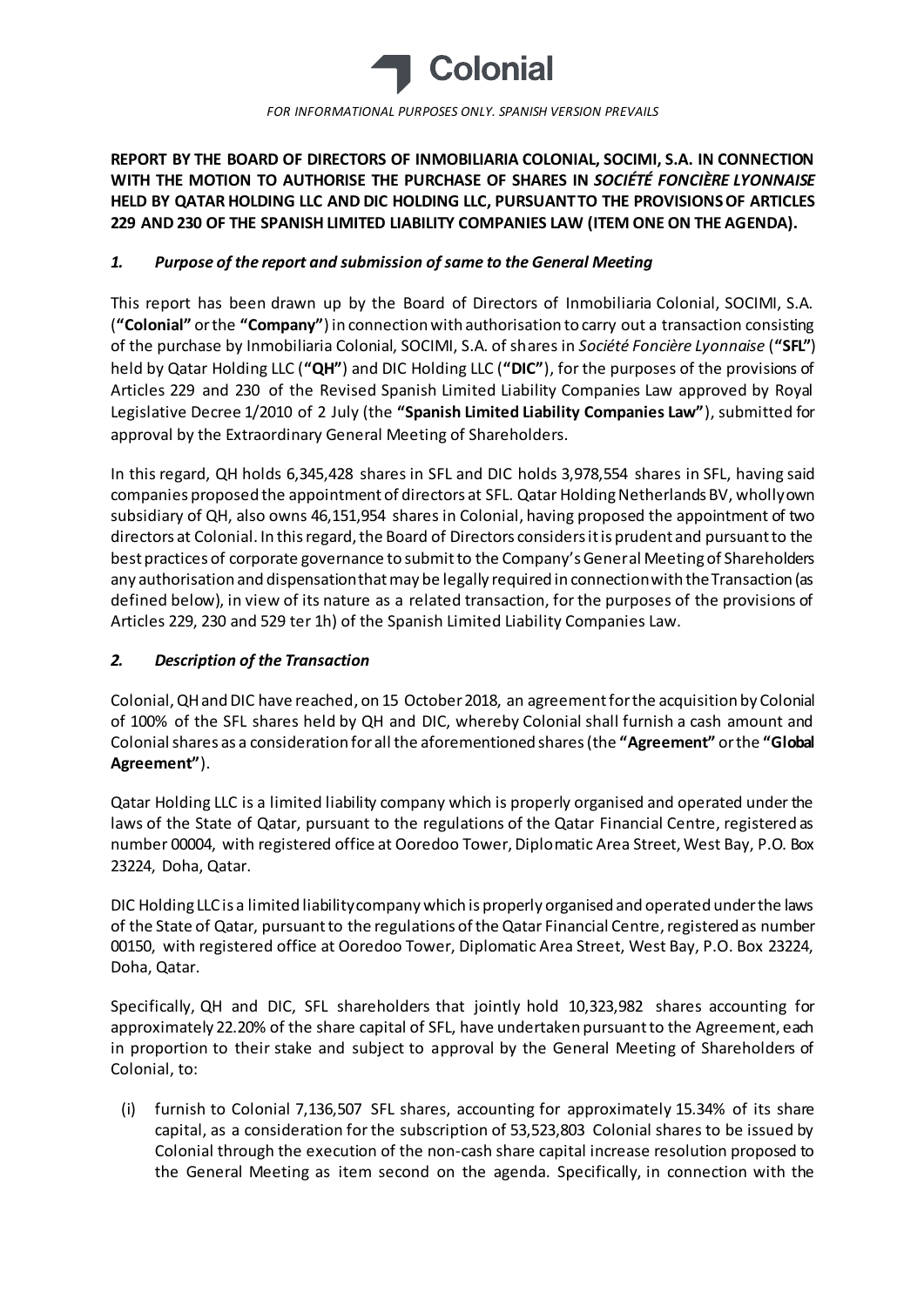*FOR INFORMATIONAL PURPOSES ONLY. SPANISH VERSION PREVAILS*

**REPORT BY THE BOARD OF DIRECTORS OF INMOBILIARIA COLONIAL, SOCIMI, S.A. IN CONNECTION WITH THE MOTION TO AUTHORISE THE PURCHASE OF SHARES IN *SOCIÉTÉ FONCIÈRE LYONNAISE* HELD BY QATAR HOLDING LLC AND DIC HOLDING LLC, PURSUANT TO THE PROVISIONS OF ARTICLES 229 AND 230 OF THE SPANISH LIMITED LIABILITY COMPANIES LAW (ITEM ONE ON THE AGENDA).**

## *1. Purpose of the report and submission of same to the General Meeting*

This report has been drawn up by the Board of Directors of Inmobiliaria Colonial, SOCIMI, S.A. (**"Colonial"** or the **"Company"**) in connection with authorisation to carry out a transaction consisting of the purchase by Inmobiliaria Colonial, SOCIMI, S.A. of shares in *Société Foncière Lyonnaise* (**"SFL"**) held by Qatar Holding LLC (**"QH"**) and DIC Holding LLC (**"DIC"**), for the purposes of the provisions of Articles 229 and 230 of the Revised Spanish Limited Liability Companies Law approved by Royal Legislative Decree 1/2010 of 2 July (the **"Spanish Limited Liability Companies Law"**), submitted for approval by the Extraordinary General Meeting of Shareholders.

In this regard, QH holds 6,345,428 shares in SFL and DIC holds 3,978,554 shares in SFL, having said companies proposed the appointment of directors at SFL. Qatar Holding Netherlands BV, wholly own subsidiary of QH, also owns 46,151,954 shares in Colonial, having proposed the appointment of two directors at Colonial. In this regard, the Board of Directors considers it is prudent and pursuant to the best practices of corporate governance to submit to the Company's General Meeting of Shareholders any authorisation and dispensation that may be legally required in connection with the Transaction (as defined below), in view of its nature as a related transaction, for the purposes of the provisions of Articles 229, 230 and 529 ter 1h) of the Spanish Limited Liability Companies Law.

## *2. Description of the Transaction*

Colonial, QH and DIC have reached, on 15 October 2018, an agreement for the acquisition by Colonial of 100% of the SFL shares held by QH and DIC, whereby Colonial shall furnish a cash amount and Colonial shares as a consideration for all the aforementioned shares (the **"Agreement"** or the **"Global Agreement"**).

Qatar Holding LLC is a limited liability company which is properly organised and operated under the laws of the State of Qatar, pursuant to the regulations of the Qatar Financial Centre, registered as number 00004, with registered office at Ooredoo Tower, Diplomatic Area Street, West Bay, P.O. Box 23224, Doha, Qatar.

DIC Holding LLC is a limited liability company which is properly organised and operated under the laws of the State of Qatar, pursuant to the regulations of the Qatar Financial Centre, registered as number 00150, with registered office at Ooredoo Tower, Diplomatic Area Street, West Bay, P.O. Box 23224, Doha, Qatar.

Specifically, QH and DIC, SFL shareholders that jointly hold 10,323,982 shares accounting for approximately 22.20% of the share capital of SFL, have undertaken pursuant to the Agreement, each in proportion to their stake and subject to approval by the General Meeting of Shareholders of Colonial, to:

(i) furnish to Colonial 7,136,507 SFL shares, accounting for approximately 15.34% of its share capital, as a consideration for the subscription of 53,523,803 Colonial shares to be issued by Colonial through the execution of the non-cash share capital increase resolution proposed to the General Meeting as item second on the agenda. Specifically, in connection with the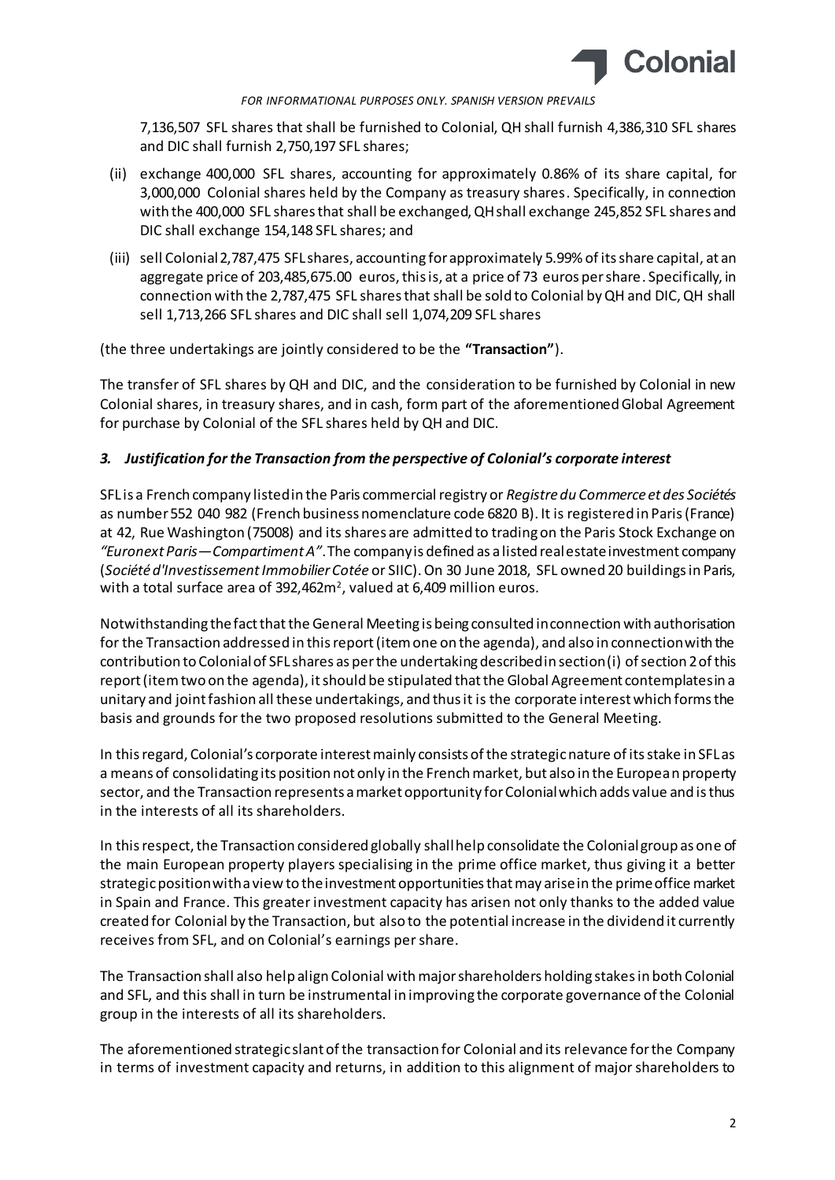7,136,507 SFL shares that shall be furnished to Colonial, QH shall furnish 4,386,310 SFL shares and DIC shall furnish 2,750,197 SFL shares;

(ii) exchange 400,000 SFL shares, accounting for approximately 0.86% of its share capital, for 3,000,000 Colonial shares held by the Company as treasury shares. Specifically, in connection with the 400,000 SFL shares that shall be exchanged, QH shall exchange 245,852 SFL shares and DIC shall exchange 154,148 SFL shares; and

(iii) sell Colonial 2,787,475 SFL shares, accounting for approximately 5.99% of its share capital, at an aggregate price of 203,485,675.00 euros, this is, at a price of 73 euros per share. Specifically, in connection with the 2,787,475 SFL shares that shall be sold to Colonial by QH and DIC, QH shall sell 1,713,266 SFL shares and DIC shall sell 1,074,209 SFL shares

(the three undertakings are jointly considered to be the **"Transaction"**).

The transfer of SFL shares by QH and DIC, and the consideration to be furnished by Colonial in new Colonial shares, in treasury shares, and in cash, form part of the aforementioned Global Agreement for purchase by Colonial of the SFL shares held by QH and DIC.

### *3. Justification for the Transaction from the perspective of Colonial's corporate interest*

SFL is a French company listed in the Paris commercial registry or *Registre du Commerce et des Sociétés* as number 552 040 982 (French business nomenclature code 6820 B). It is registered in Paris (France) at 42, Rue Washington (75008) and its shares are admitted to trading on the Paris Stock Exchange on *"Euronext Paris—Compartiment A"*. The company is defined as a listed real estate investment company (*Société d'Investissement Immobilier Cotée* or SIIC). On 30 June 2018, SFL owned 20 buildings in Paris, with a total surface area of 392,462m[2], valued at 6,409 million euros.

Notwithstanding the fact that the General Meeting is being consulted in connection with authorisation for the Transaction addressed in this report (item one on the agenda), and also in connection with the contribution to Colonial of SFL shares as per the undertaking described in section (i) of section 2 of this report (item two on the agenda), it should be stipulated that the Global Agreement contemplates in a unitary and joint fashion all these undertakings, and thus it is the corporate interest which forms the basis and grounds for the two proposed resolutions submitted to the General Meeting.

In this regard, Colonial's corporate interest mainly consists of the strategic nature of its stake in SFL as a means of consolidating its position not only in the French market, but also in the European property sector, and the Transaction represents a market opportunity for Colonial which adds value and is thus in the interests of all its shareholders.

In this respect, the Transaction considered globally shall help consolidate the Colonial group as one of the main European property players specialising in the prime office market, thus giving it a better strategic position with a view to the investment opportunities that may arise in the prime office market in Spain and France. This greater investment capacity has arisen not only thanks to the added value created for Colonial by the Transaction, but also to the potential increase in the dividend it currently receives from SFL, and on Colonial's earnings per share.

The Transaction shall also help align Colonial with major shareholders holding stakes in both Colonial and SFL, and this shall in turn be instrumental in improving the corporate governance of the Colonial group in the interests of all its shareholders.

The aforementioned strategic slant of the transaction for Colonial and its relevance for the Company in terms of investment capacity and returns, in addition to this alignment of major shareholders to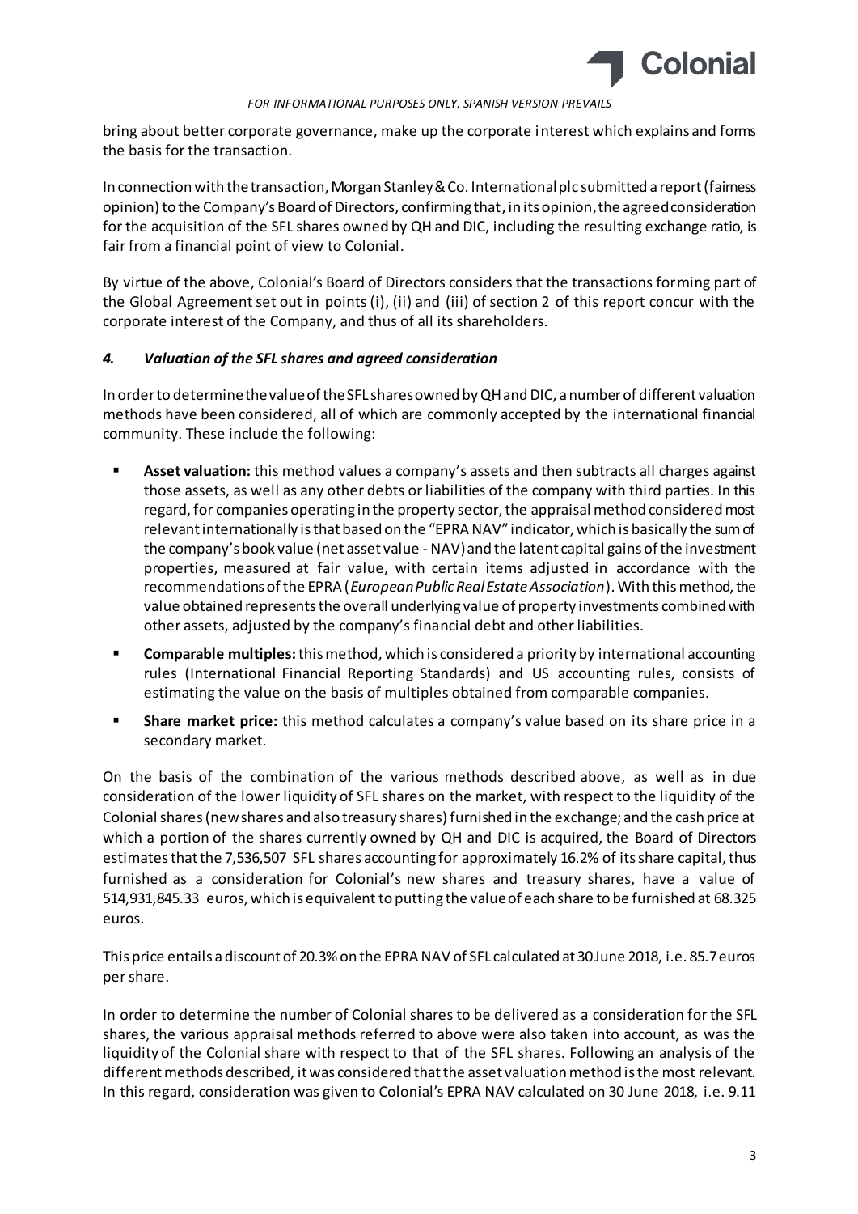bring about better corporate governance, make up the corporate interest which explains and forms the basis for the transaction.

In connection with the transaction, Morgan Stanley & Co. International plc submitted a report (fairness opinion) to the Company's Board of Directors, confirming that, in its opinion, the agreed consideration for the acquisition of the SFL shares owned by QH and DIC, including the resulting exchange ratio, is fair from a financial point of view to Colonial.

By virtue of the above, Colonial's Board of Directors considers that the transactions forming part of the Global Agreement set out in points (i), (ii) and (iii) of section 2 of this report concur with the corporate interest of the Company, and thus of all its shareholders.

### *4. Valuation of the SFL shares and agreed consideration*

In order to determine the value of the SFL shares owned by QH and DIC, a number of different valuation methods have been considered, all of which are commonly accepted by the international financial community. These include the following:

- **Asset valuation:** this method values a company's assets and then subtracts all charges against those assets, as well as any other debts or liabilities of the company with third parties. In this regard, for companies operating in the property sector, the appraisal method considered most relevant internationally is that based on the "EPRA NAV" indicator, which is basically the sum of the company's book value (net asset value - NAV) and the latent capital gains of the investment properties, measured at fair value, with certain items adjusted in accordance with the recommendations of the EPRA (*European Public Real Estate Association*). With this method, the value obtained represents the overall underlying value of property investments combined with other assets, adjusted by the company's financial debt and other liabilities.
- **Comparable multiples:** this method, which is considered a priority by international accounting rules (International Financial Reporting Standards) and US accounting rules, consists of estimating the value on the basis of multiples obtained from comparable companies.
- **Share market price:** this method calculates a company's value based on its share price in a secondary market.

On the basis of the combination of the various methods described above, as well as in due consideration of the lower liquidity of SFL shares on the market, with respect to the liquidity of the Colonial shares (new shares and also treasury shares) furnished in the exchange; and the cash price at which a portion of the shares currently owned by QH and DIC is acquired, the Board of Directors estimates that the 7,536,507 SFL shares accounting for approximately 16.2% of its share capital, thus furnished as a consideration for Colonial's new shares and treasury shares, have a value of 514,931,845.33 euros, which is equivalent to putting the value of each share to be furnished at 68.325 euros.

This price entails a discount of 20.3% on the EPRA NAV of SFL calculated at 30 June 2018, i.e. 85.7 euros per share.

In order to determine the number of Colonial shares to be delivered as a consideration for the SFL shares, the various appraisal methods referred to above were also taken into account, as was the liquidity of the Colonial share with respect to that of the SFL shares. Following an analysis of the different methods described, it was considered that the asset valuation method is the most relevant. In this regard, consideration was given to Colonial's EPRA NAV calculated on 30 June 2018, i.e. 9.11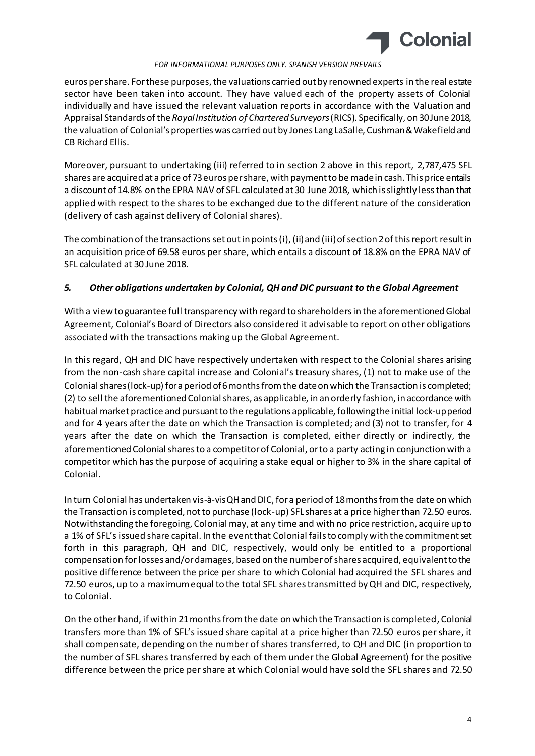euros per share. For these purposes, the valuations carried out by renowned experts in the real estate sector have been taken into account. They have valued each of the property assets of Colonial individually and have issued the relevant valuation reports in accordance with the Valuation and Appraisal Standards of the *Royal Institution of Chartered Surveyors* (RICS). Specifically, on 30 June 2018, the valuation of Colonial's properties was carried out by Jones Lang LaSalle, Cushman & Wakefield and CB Richard Ellis.

Moreover, pursuant to undertaking (iii) referred to in section 2 above in this report, 2,787,475 SFL shares are acquired at a price of 73 euros per share, with payment to be made in cash. This price entails a discount of 14.8% on the EPRA NAV of SFL calculated at 30 June 2018, which is slightly less than that applied with respect to the shares to be exchanged due to the different nature of the consideration (delivery of cash against delivery of Colonial shares).

The combination of the transactions set out in points (i), (ii) and (iii) of section 2 of this report result in an acquisition price of 69.58 euros per share, which entails a discount of 18.8% on the EPRA NAV of SFL calculated at 30 June 2018.

## *5. Other obligations undertaken by Colonial, QH and DIC pursuant to the Global Agreement*

With a view to guarantee full transparency with regard to shareholders in the aforementioned Global Agreement, Colonial's Board of Directors also considered it advisable to report on other obligations associated with the transactions making up the Global Agreement.

In this regard, QH and DIC have respectively undertaken with respect to the Colonial shares arising from the non-cash share capital increase and Colonial's treasury shares, (1) not to make use of the Colonial shares (lock-up) for a period of 6 months from the date on which the Transaction is completed; (2) to sell the aforementioned Colonial shares, as applicable, in an orderly fashion, in accordance with habitual market practice and pursuant to the regulations applicable, following the initial lock-up period and for 4 years after the date on which the Transaction is completed; and (3) not to transfer, for 4 years after the date on which the Transaction is completed, either directly or indirectly, the aforementioned Colonial shares to a competitor of Colonial, or to a party acting in conjunction with a competitor which has the purpose of acquiring a stake equal or higher to 3% in the share capital of Colonial.

In turn Colonial has undertaken vis-à-vis QH and DIC, for a period of 18 months from the date on which the Transaction is completed, not to purchase (lock-up) SFL shares at a price higher than 72.50 euros. Notwithstanding the foregoing, Colonial may, at any time and with no price restriction, acquire up to a 1% of SFL's issued share capital. In the event that Colonial fails to comply with the commitment set forth in this paragraph, QH and DIC, respectively, would only be entitled to a proportional compensation for losses and/or damages, based on the number of shares acquired, equivalent to the positive difference between the price per share to which Colonial had acquired the SFL shares and 72.50 euros, up to a maximum equal to the total SFL shares transmitted by QH and DIC, respectively, to Colonial.

On the other hand, if within 21 months from the date on which the Transaction is completed, Colonial transfers more than 1% of SFL's issued share capital at a price higher than 72.50 euros per share, it shall compensate, depending on the number of shares transferred, to QH and DIC (in proportion to the number of SFL shares transferred by each of them under the Global Agreement) for the positive difference between the price per share at which Colonial would have sold the SFL shares and 72.50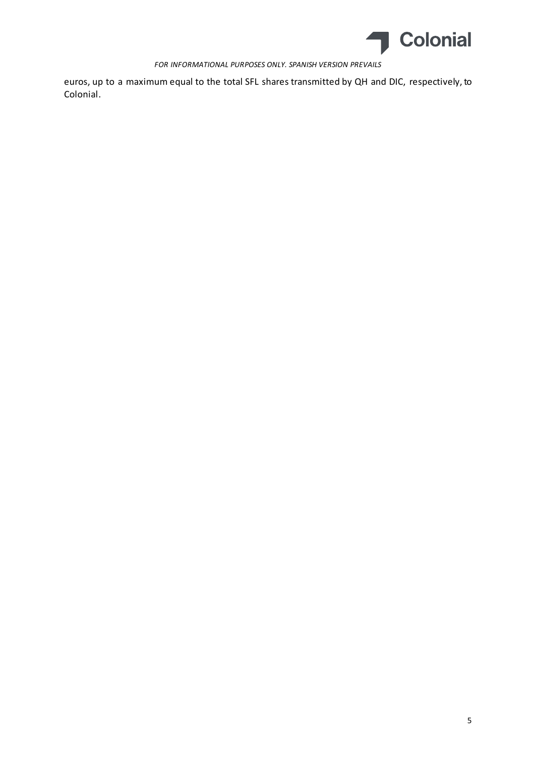euros, up to a maximum equal to the total SFL shares transmitted by QH and DIC, respectively, to Colonial.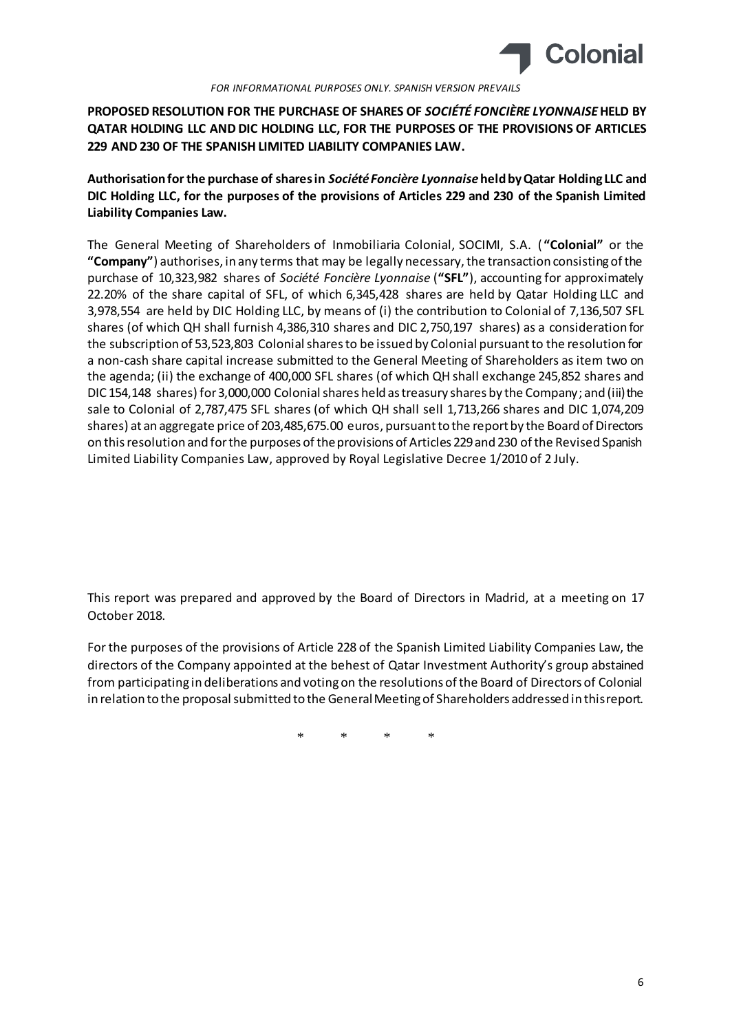*FOR INFORMATIONAL PURPOSES ONLY. SPANISH VERSION PREVAILS*

**PROPOSED RESOLUTION FOR THE PURCHASE OF SHARES OF *SOCIÉTÉ FONCIÈRE LYONNAISE* HELD BY QATAR HOLDING LLC AND DIC HOLDING LLC, FOR THE PURPOSES OF THE PROVISIONS OF ARTICLES 229 AND 230 OF THE SPANISH LIMITED LIABILITY COMPANIES LAW.**

**Authorisation for the purchase of shares in *Société Foncière Lyonnaise* held by Qatar Holding LLC and DIC Holding LLC, for the purposes of the provisions of Articles 229 and 230 of the Spanish Limited Liability Companies Law.**

The General Meeting of Shareholders of Inmobiliaria Colonial, SOCIMI, S.A. (**"Colonial"** or the **"Company"**) authorises, in any terms that may be legally necessary, the transaction consisting of the purchase of 10,323,982 shares of *Société Foncière Lyonnaise* (**"SFL"**), accounting for approximately 22.20% of the share capital of SFL, of which 6,345,428 shares are held by Qatar Holding LLC and 3,978,554 are held by DIC Holding LLC, by means of (i) the contribution to Colonial of 7,136,507 SFL shares (of which QH shall furnish 4,386,310 shares and DIC 2,750,197 shares) as a consideration for the subscription of 53,523,803 Colonial shares to be issued by Colonial pursuant to the resolution for a non-cash share capital increase submitted to the General Meeting of Shareholders as item two on the agenda; (ii) the exchange of 400,000 SFL shares (of which QH shall exchange 245,852 shares and DIC 154,148 shares) for 3,000,000 Colonial shares held as treasury shares by the Company; and (iii) the sale to Colonial of 2,787,475 SFL shares (of which QH shall sell 1,713,266 shares and DIC 1,074,209 shares) at an aggregate price of 203,485,675.00 euros, pursuant to the report by the Board of Directors on this resolution and for the purposes of the provisions of Articles 229 and 230 of the Revised Spanish Limited Liability Companies Law, approved by Royal Legislative Decree 1/2010 of 2 July.

This report was prepared and approved by the Board of Directors in Madrid, at a meeting on 17 October 2018.

For the purposes of the provisions of Article 228 of the Spanish Limited Liability Companies Law, the directors of the Company appointed at the behest of Qatar Investment Authority's group abstained from participating in deliberations and voting on the resolutions of the Board of Directors of Colonial in relation to the proposal submitted to the General Meeting of Shareholders addressed in this report.

\* \* \* \*